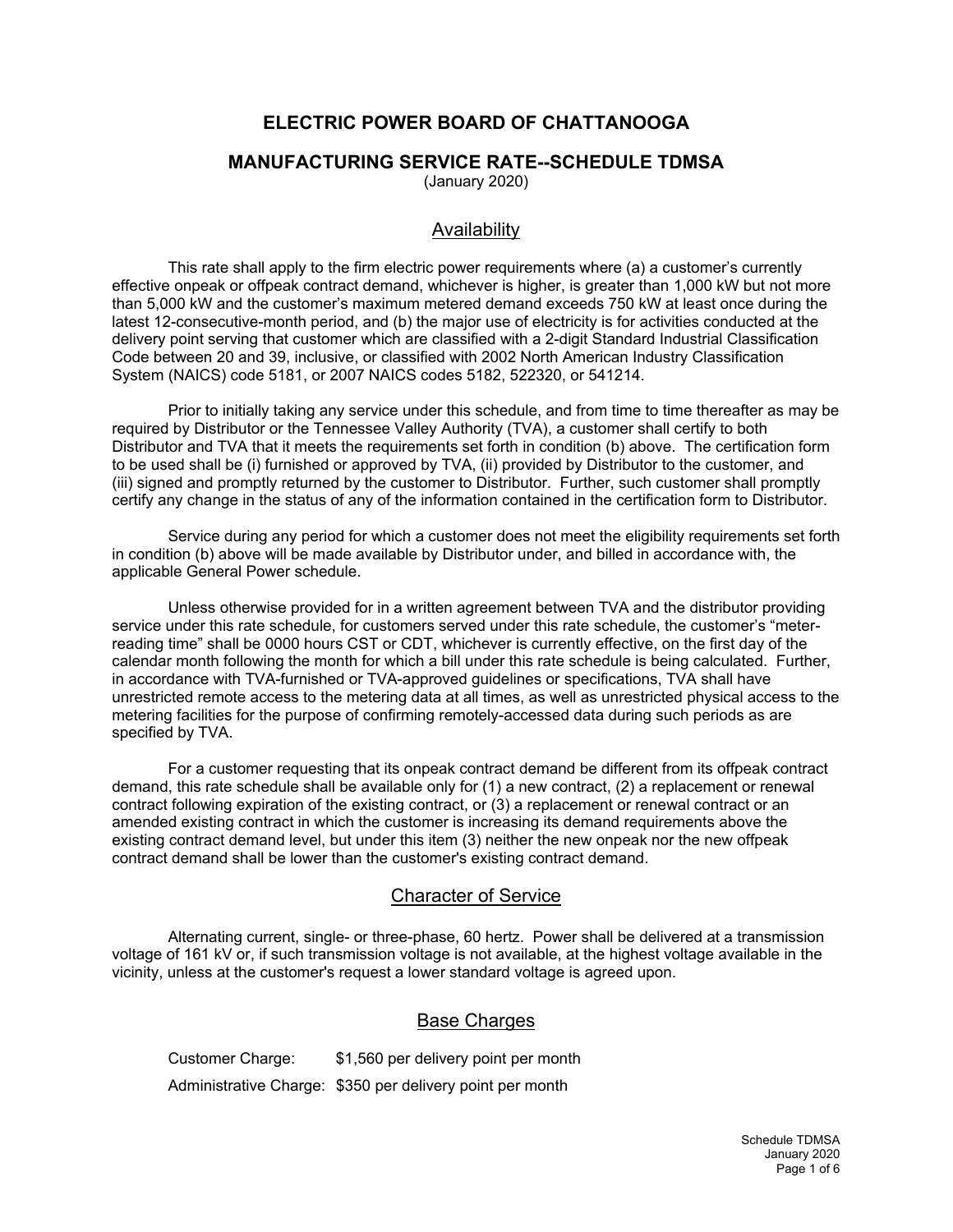# ELECTRIC POWER BOARD OF CHATTANOOGA

## MANUFACTURING SERVICE RATE--SCHEDULE TDMSA

(January 2020)

### Availability

This rate shall apply to the firm electric power requirements where (a) a customer's currently effective onpeak or offpeak contract demand, whichever is higher, is greater than 1,000 kW but not more than 5,000 kW and the customer's maximum metered demand exceeds 750 kW at least once during the latest 12-consecutive-month period, and (b) the major use of electricity is for activities conducted at the delivery point serving that customer which are classified with a 2-digit Standard Industrial Classification Code between 20 and 39, inclusive, or classified with 2002 North American Industry Classification System (NAICS) code 5181, or 2007 NAICS codes 5182, 522320, or 541214.

Prior to initially taking any service under this schedule, and from time to time thereafter as may be required by Distributor or the Tennessee Valley Authority (TVA), a customer shall certify to both Distributor and TVA that it meets the requirements set forth in condition (b) above. The certification form to be used shall be (i) furnished or approved by TVA, (ii) provided by Distributor to the customer, and (iii) signed and promptly returned by the customer to Distributor. Further, such customer shall promptly certify any change in the status of any of the information contained in the certification form to Distributor.

Service during any period for which a customer does not meet the eligibility requirements set forth in condition (b) above will be made available by Distributor under, and billed in accordance with, the applicable General Power schedule.

Unless otherwise provided for in a written agreement between TVA and the distributor providing service under this rate schedule, for customers served under this rate schedule, the customer's "meter-reading time" shall be 0000 hours CST or CDT, whichever is currently effective, on the first day of the calendar month following the month for which a bill under this rate schedule is being calculated. Further, in accordance with TVA-furnished or TVA-approved guidelines or specifications, TVA shall have unrestricted remote access to the metering data at all times, as well as unrestricted physical access to the metering facilities for the purpose of confirming remotely-accessed data during such periods as are specified by TVA.

For a customer requesting that its onpeak contract demand be different from its offpeak contract demand, this rate schedule shall be available only for (1) a new contract, (2) a replacement or renewal contract following expiration of the existing contract, or (3) a replacement or renewal contract or an amended existing contract in which the customer is increasing its demand requirements above the existing contract demand level, but under this item (3) neither the new onpeak nor the new offpeak contract demand shall be lower than the customer's existing contract demand.

### Character of Service

Alternating current, single- or three-phase, 60 hertz. Power shall be delivered at a transmission voltage of 161 kV or, if such transmission voltage is not available, at the highest voltage available in the vicinity, unless at the customer's request a lower standard voltage is agreed upon.

### Base Charges

Customer Charge: $1,560 per delivery point per month

Administrative Charge: $350 per delivery point per month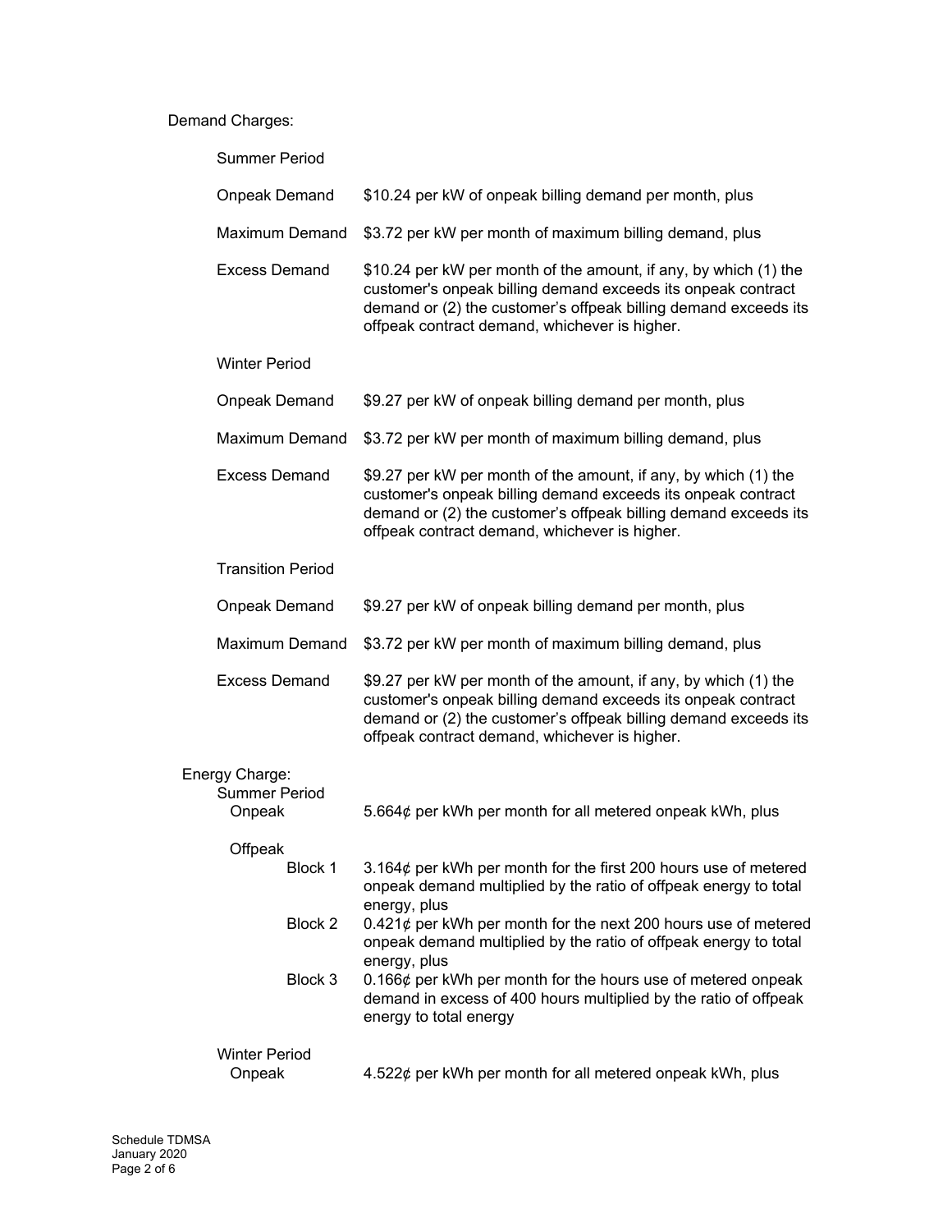Demand Charges:

Summer Period

| | |
|---|---|
| Onpeak Demand | \$10.24 per kW of onpeak billing demand per month, plus |
| Maximum Demand | \$3.72 per kW per month of maximum billing demand, plus |
| Excess Demand | \$10.24 per kW per month of the amount, if any, by which (1) the customer's onpeak billing demand exceeds its onpeak contract demand or (2) the customer's offpeak billing demand exceeds its offpeak contract demand, whichever is higher. |

Winter Period

| | |
|---|---|
| Onpeak Demand | \$9.27 per kW of onpeak billing demand per month, plus |
| Maximum Demand | \$3.72 per kW per month of maximum billing demand, plus |
| Excess Demand | \$9.27 per kW per month of the amount, if any, by which (1) the customer's onpeak billing demand exceeds its onpeak contract demand or (2) the customer's offpeak billing demand exceeds its offpeak contract demand, whichever is higher. |

Transition Period

| | |
|---|---|
| Onpeak Demand | \$9.27 per kW of onpeak billing demand per month, plus |
| Maximum Demand | \$3.72 per kW per month of maximum billing demand, plus |
| Excess Demand | \$9.27 per kW per month of the amount, if any, by which (1) the customer's onpeak billing demand exceeds its onpeak contract demand or (2) the customer's offpeak billing demand exceeds its offpeak contract demand, whichever is higher. |

Energy Charge:

Summer Period

| | |
|---|---|
| Onpeak | 5.664¢ per kWh per month for all metered onpeak kWh, plus |
| Offpeak | |
| Block 1 | 3.164¢ per kWh per month for the first 200 hours use of metered onpeak demand multiplied by the ratio of offpeak energy to total energy, plus |
| Block 2 | 0.421¢ per kWh per month for the next 200 hours use of metered onpeak demand multiplied by the ratio of offpeak energy to total energy, plus |
| Block 3 | 0.166¢ per kWh per month for the hours use of metered onpeak demand in excess of 400 hours multiplied by the ratio of offpeak energy to total energy |

Winter Period

| | |
|---|---|
| Onpeak | 4.522¢ per kWh per month for all metered onpeak kWh, plus |

Schedule TDMSA
January 2020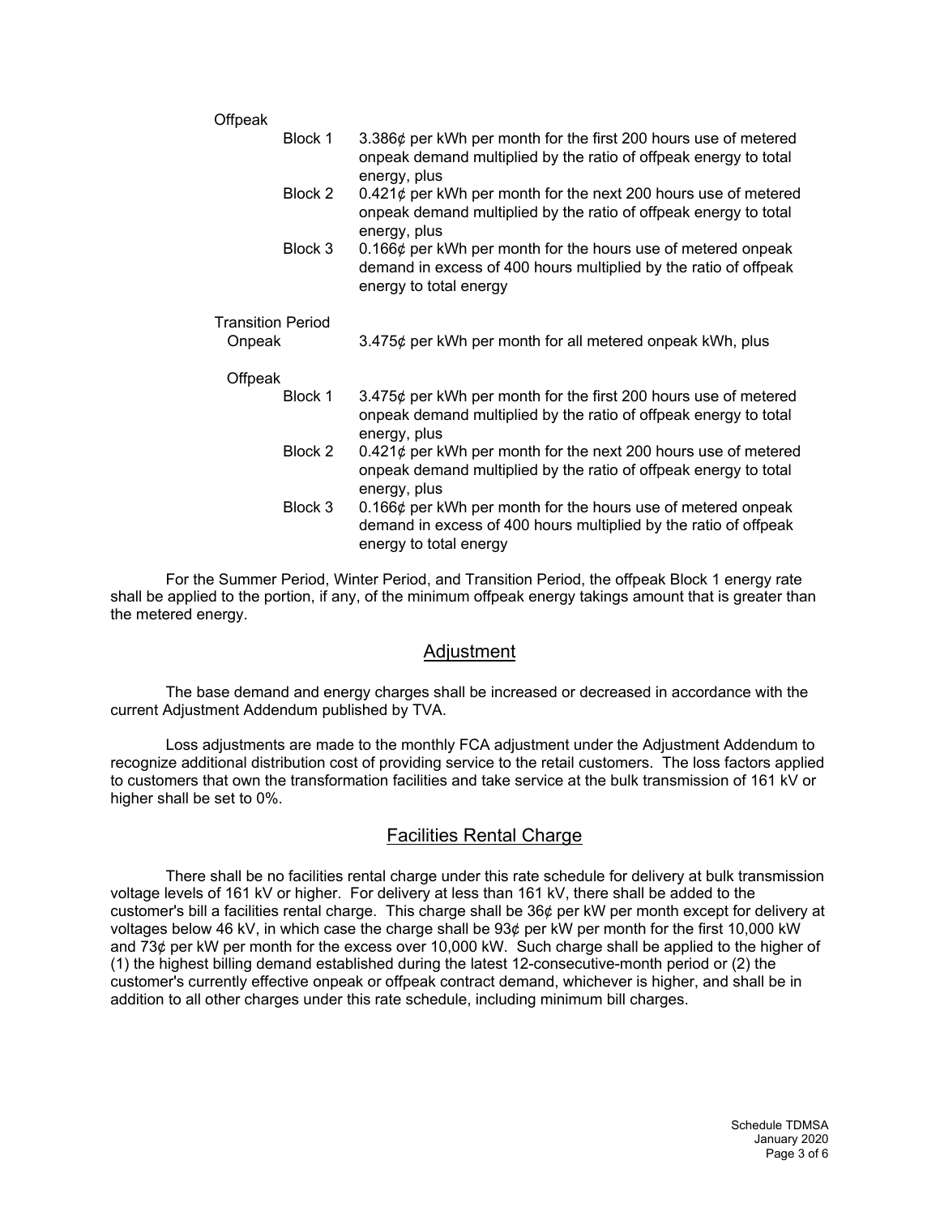Offpeak

| | |
|---|---|
| Block 1 | 3.386¢ per kWh per month for the first 200 hours use of metered onpeak demand multiplied by the ratio of offpeak energy to total energy, plus |
| Block 2 | 0.421¢ per kWh per month for the next 200 hours use of metered onpeak demand multiplied by the ratio of offpeak energy to total energy, plus |
| Block 3 | 0.166¢ per kWh per month for the hours use of metered onpeak demand in excess of 400 hours multiplied by the ratio of offpeak energy to total energy |

Transition Period

| | |
|---|---|
| Onpeak | 3.475¢ per kWh per month for all metered onpeak kWh, plus |

Offpeak

| | |
|---|---|
| Block 1 | 3.475¢ per kWh per month for the first 200 hours use of metered onpeak demand multiplied by the ratio of offpeak energy to total energy, plus |
| Block 2 | 0.421¢ per kWh per month for the next 200 hours use of metered onpeak demand multiplied by the ratio of offpeak energy to total energy, plus |
| Block 3 | 0.166¢ per kWh per month for the hours use of metered onpeak demand in excess of 400 hours multiplied by the ratio of offpeak energy to total energy |

For the Summer Period, Winter Period, and Transition Period, the offpeak Block 1 energy rate shall be applied to the portion, if any, of the minimum offpeak energy takings amount that is greater than the metered energy.

## Adjustment

The base demand and energy charges shall be increased or decreased in accordance with the current Adjustment Addendum published by TVA.

Loss adjustments are made to the monthly FCA adjustment under the Adjustment Addendum to recognize additional distribution cost of providing service to the retail customers. The loss factors applied to customers that own the transformation facilities and take service at the bulk transmission of 161 kV or higher shall be set to 0%.

## Facilities Rental Charge

There shall be no facilities rental charge under this rate schedule for delivery at bulk transmission voltage levels of 161 kV or higher. For delivery at less than 161 kV, there shall be added to the customer's bill a facilities rental charge. This charge shall be 36¢ per kW per month except for delivery at voltages below 46 kV, in which case the charge shall be 93¢ per kW per month for the first 10,000 kW and 73¢ per kW per month for the excess over 10,000 kW. Such charge shall be applied to the higher of (1) the highest billing demand established during the latest 12-consecutive-month period or (2) the customer's currently effective onpeak or offpeak contract demand, whichever is higher, and shall be in addition to all other charges under this rate schedule, including minimum bill charges.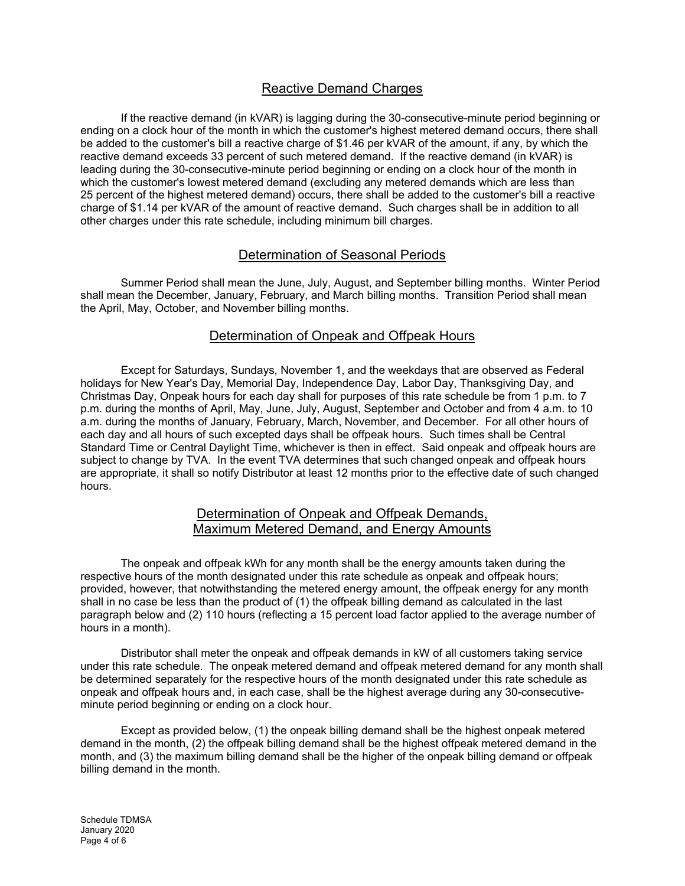## Reactive Demand Charges

If the reactive demand (in kVAR) is lagging during the 30-consecutive-minute period beginning or ending on a clock hour of the month in which the customer's highest metered demand occurs, there shall be added to the customer's bill a reactive charge of $1.46 per kVAR of the amount, if any, by which the reactive demand exceeds 33 percent of such metered demand. If the reactive demand (in kVAR) is leading during the 30-consecutive-minute period beginning or ending on a clock hour of the month in which the customer's lowest metered demand (excluding any metered demands which are less than 25 percent of the highest metered demand) occurs, there shall be added to the customer's bill a reactive charge of $1.14 per kVAR of the amount of reactive demand. Such charges shall be in addition to all other charges under this rate schedule, including minimum bill charges.

## Determination of Seasonal Periods

Summer Period shall mean the June, July, August, and September billing months. Winter Period shall mean the December, January, February, and March billing months. Transition Period shall mean the April, May, October, and November billing months.

## Determination of Onpeak and Offpeak Hours

Except for Saturdays, Sundays, November 1, and the weekdays that are observed as Federal holidays for New Year's Day, Memorial Day, Independence Day, Labor Day, Thanksgiving Day, and Christmas Day, Onpeak hours for each day shall for purposes of this rate schedule be from 1 p.m. to 7 p.m. during the months of April, May, June, July, August, September and October and from 4 a.m. to 10 a.m. during the months of January, February, March, November, and December. For all other hours of each day and all hours of such excepted days shall be offpeak hours. Such times shall be Central Standard Time or Central Daylight Time, whichever is then in effect. Said onpeak and offpeak hours are subject to change by TVA. In the event TVA determines that such changed onpeak and offpeak hours are appropriate, it shall so notify Distributor at least 12 months prior to the effective date of such changed hours.

## Determination of Onpeak and Offpeak Demands, Maximum Metered Demand, and Energy Amounts

The onpeak and offpeak kWh for any month shall be the energy amounts taken during the respective hours of the month designated under this rate schedule as onpeak and offpeak hours; provided, however, that notwithstanding the metered energy amount, the offpeak energy for any month shall in no case be less than the product of (1) the offpeak billing demand as calculated in the last paragraph below and (2) 110 hours (reflecting a 15 percent load factor applied to the average number of hours in a month).

Distributor shall meter the onpeak and offpeak demands in kW of all customers taking service under this rate schedule. The onpeak metered demand and offpeak metered demand for any month shall be determined separately for the respective hours of the month designated under this rate schedule as onpeak and offpeak hours and, in each case, shall be the highest average during any 30-consecutive-minute period beginning or ending on a clock hour.

Except as provided below, (1) the onpeak billing demand shall be the highest onpeak metered demand in the month, (2) the offpeak billing demand shall be the highest offpeak metered demand in the month, and (3) the maximum billing demand shall be the higher of the onpeak billing demand or offpeak billing demand in the month.

Schedule TDMSA
January 2020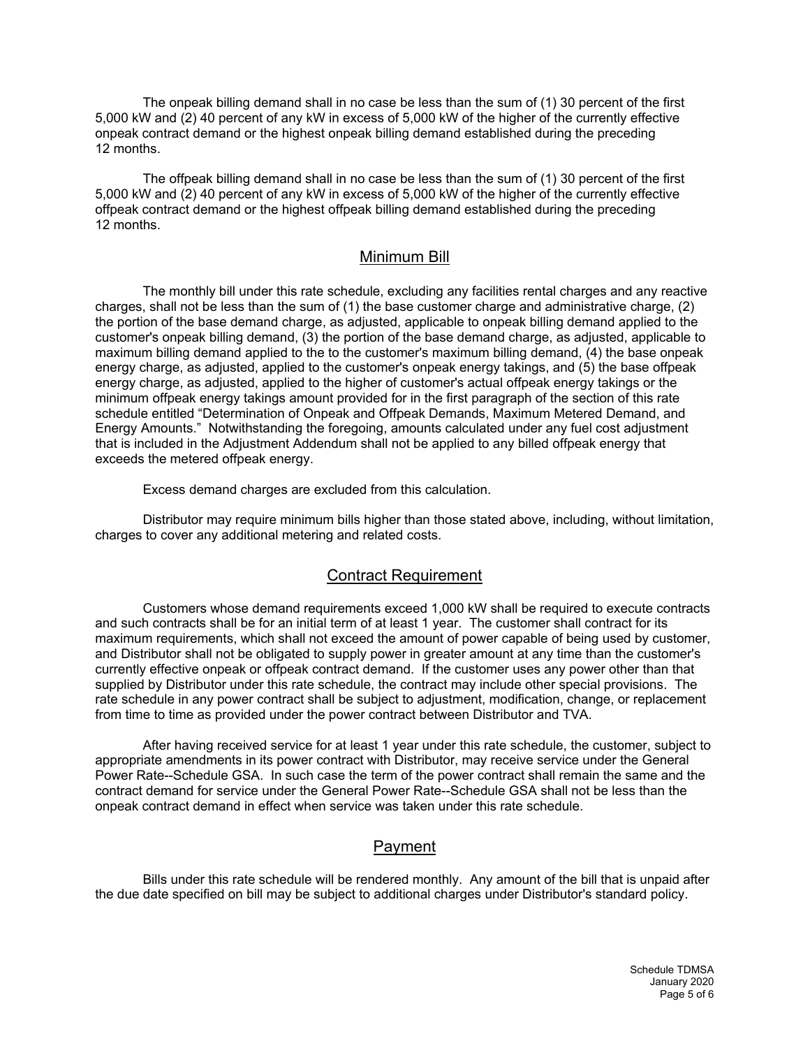The onpeak billing demand shall in no case be less than the sum of (1) 30 percent of the first 5,000 kW and (2) 40 percent of any kW in excess of 5,000 kW of the higher of the currently effective onpeak contract demand or the highest onpeak billing demand established during the preceding 12 months.

The offpeak billing demand shall in no case be less than the sum of (1) 30 percent of the first 5,000 kW and (2) 40 percent of any kW in excess of 5,000 kW of the higher of the currently effective offpeak contract demand or the highest offpeak billing demand established during the preceding 12 months.

## Minimum Bill

The monthly bill under this rate schedule, excluding any facilities rental charges and any reactive charges, shall not be less than the sum of (1) the base customer charge and administrative charge, (2) the portion of the base demand charge, as adjusted, applicable to onpeak billing demand applied to the customer's onpeak billing demand, (3) the portion of the base demand charge, as adjusted, applicable to maximum billing demand applied to the to the customer's maximum billing demand, (4) the base onpeak energy charge, as adjusted, applied to the customer's onpeak energy takings, and (5) the base offpeak energy charge, as adjusted, applied to the higher of customer's actual offpeak energy takings or the minimum offpeak energy takings amount provided for in the first paragraph of the section of this rate schedule entitled "Determination of Onpeak and Offpeak Demands, Maximum Metered Demand, and Energy Amounts." Notwithstanding the foregoing, amounts calculated under any fuel cost adjustment that is included in the Adjustment Addendum shall not be applied to any billed offpeak energy that exceeds the metered offpeak energy.

Excess demand charges are excluded from this calculation.

Distributor may require minimum bills higher than those stated above, including, without limitation, charges to cover any additional metering and related costs.

## Contract Requirement

Customers whose demand requirements exceed 1,000 kW shall be required to execute contracts and such contracts shall be for an initial term of at least 1 year. The customer shall contract for its maximum requirements, which shall not exceed the amount of power capable of being used by customer, and Distributor shall not be obligated to supply power in greater amount at any time than the customer's currently effective onpeak or offpeak contract demand. If the customer uses any power other than that supplied by Distributor under this rate schedule, the contract may include other special provisions. The rate schedule in any power contract shall be subject to adjustment, modification, change, or replacement from time to time as provided under the power contract between Distributor and TVA.

After having received service for at least 1 year under this rate schedule, the customer, subject to appropriate amendments in its power contract with Distributor, may receive service under the General Power Rate--Schedule GSA. In such case the term of the power contract shall remain the same and the contract demand for service under the General Power Rate--Schedule GSA shall not be less than the onpeak contract demand in effect when service was taken under this rate schedule.

## Payment

Bills under this rate schedule will be rendered monthly. Any amount of the bill that is unpaid after the due date specified on bill may be subject to additional charges under Distributor's standard policy.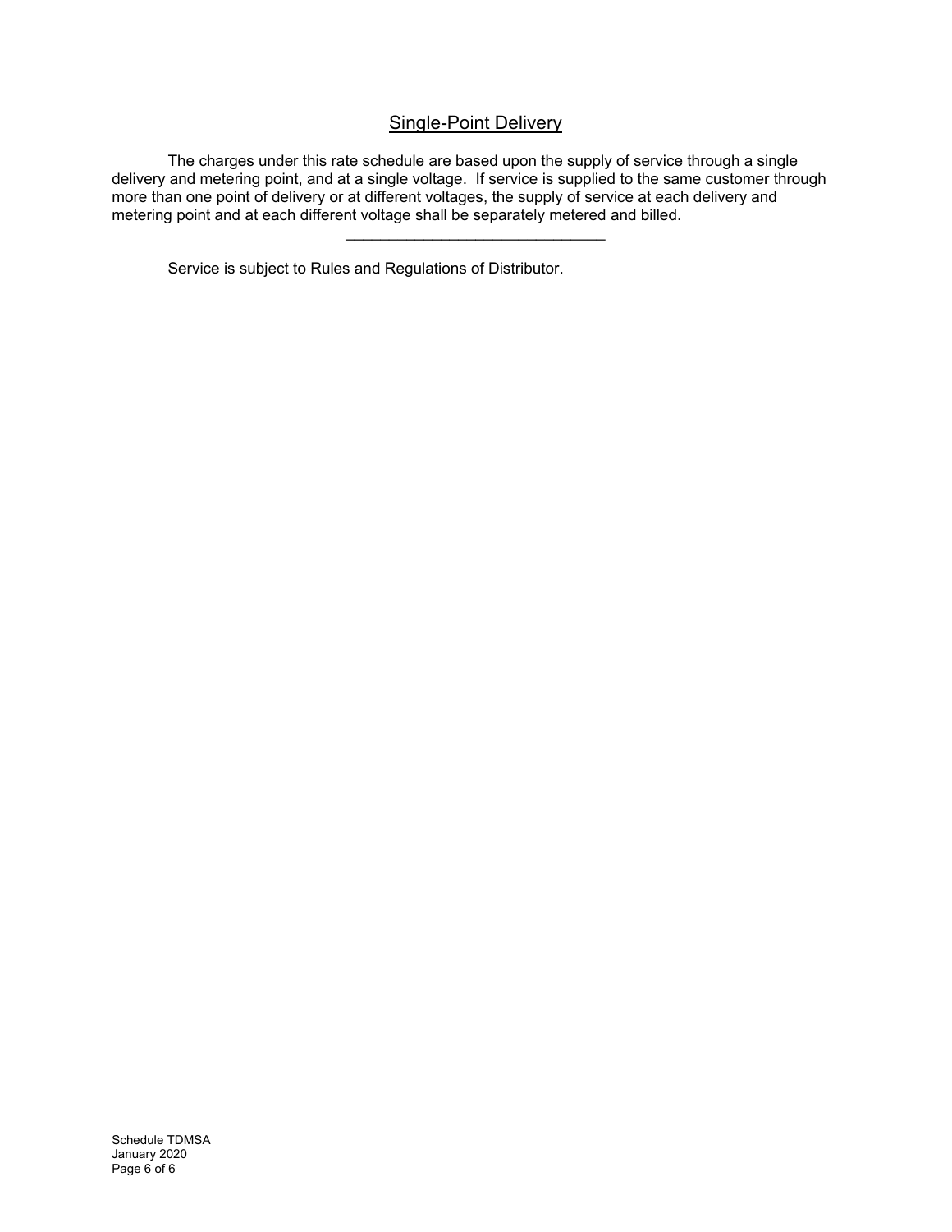## Single-Point Delivery

The charges under this rate schedule are based upon the supply of service through a single delivery and metering point, and at a single voltage. If service is supplied to the same customer through more than one point of delivery or at different voltages, the supply of service at each delivery and metering point and at each different voltage shall be separately metered and billed.

---

Service is subject to Rules and Regulations of Distributor.